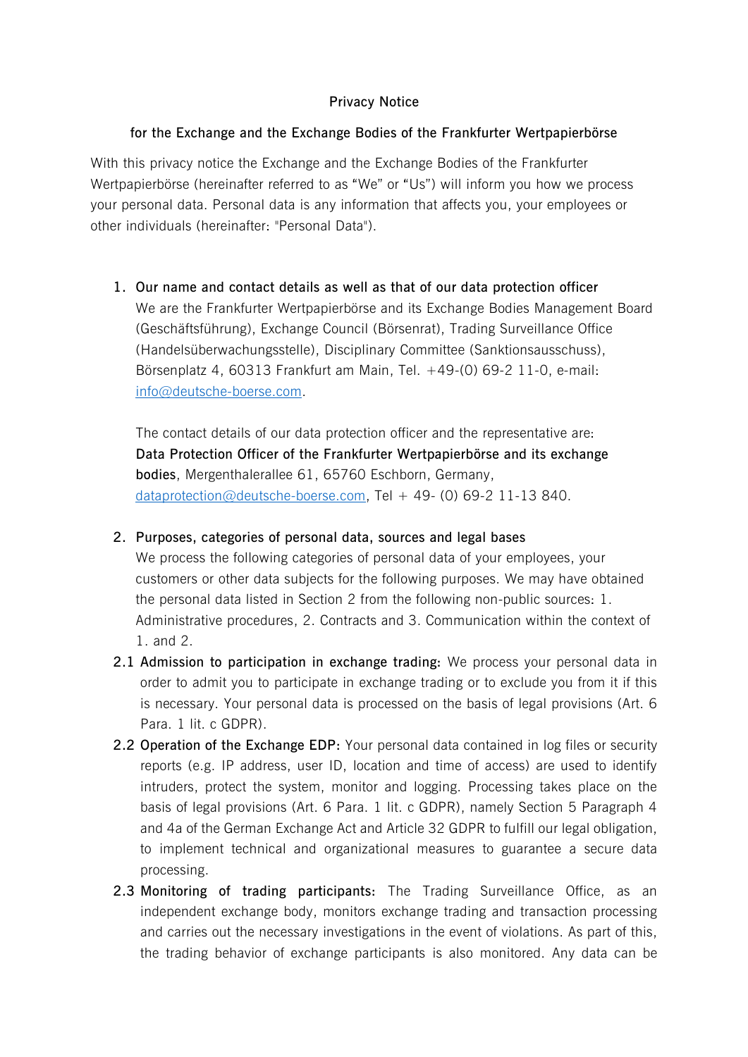# Privacy Notice

## for the Exchange and the Exchange Bodies of the Frankfurter Wertpapierbörse

With this privacy notice the Exchange and the Exchange Bodies of the Frankfurter Wertpapierbörse (hereinafter referred to as "We" or "Us") will inform you how we process your personal data. Personal data is any information that affects you, your employees or other individuals (hereinafter: "Personal Data").

1. **Our name and contact details as well as that of our data protection officer**

   We are the Frankfurter Wertpapierbörse and its Exchange Bodies Management Board (Geschäftsführung), Exchange Council (Börsenrat), Trading Surveillance Office (Handelsüberwachungsstelle), Disciplinary Committee (Sanktionsausschuss), Börsenplatz 4, 60313 Frankfurt am Main, Tel. +49-(0) 69-2 11-0, e-mail: info@deutsche-boerse.com.

   The contact details of our data protection officer and the representative are: **Data Protection Officer of the Frankfurter Wertpapierbörse and its exchange bodies**, Mergenthalerallee 61, 65760 Eschborn, Germany, dataprotection@deutsche-boerse.com, Tel + 49- (0) 69-2 11-13 840.

2. **Purposes, categories of personal data, sources and legal bases**

   We process the following categories of personal data of your employees, your customers or other data subjects for the following purposes. We may have obtained the personal data listed in Section 2 from the following non-public sources: 1. Administrative procedures, 2. Contracts and 3. Communication within the context of 1. and 2.

2.1 **Admission to participation in exchange trading:** We process your personal data in order to admit you to participate in exchange trading or to exclude you from it if this is necessary. Your personal data is processed on the basis of legal provisions (Art. 6 Para. 1 lit. c GDPR).

2.2 **Operation of the Exchange EDP:** Your personal data contained in log files or security reports (e.g. IP address, user ID, location and time of access) are used to identify intruders, protect the system, monitor and logging. Processing takes place on the basis of legal provisions (Art. 6 Para. 1 lit. c GDPR), namely Section 5 Paragraph 4 and 4a of the German Exchange Act and Article 32 GDPR to fulfill our legal obligation, to implement technical and organizational measures to guarantee a secure data processing.

2.3 **Monitoring of trading participants:** The Trading Surveillance Office, as an independent exchange body, monitors exchange trading and transaction processing and carries out the necessary investigations in the event of violations. As part of this, the trading behavior of exchange participants is also monitored. Any data can be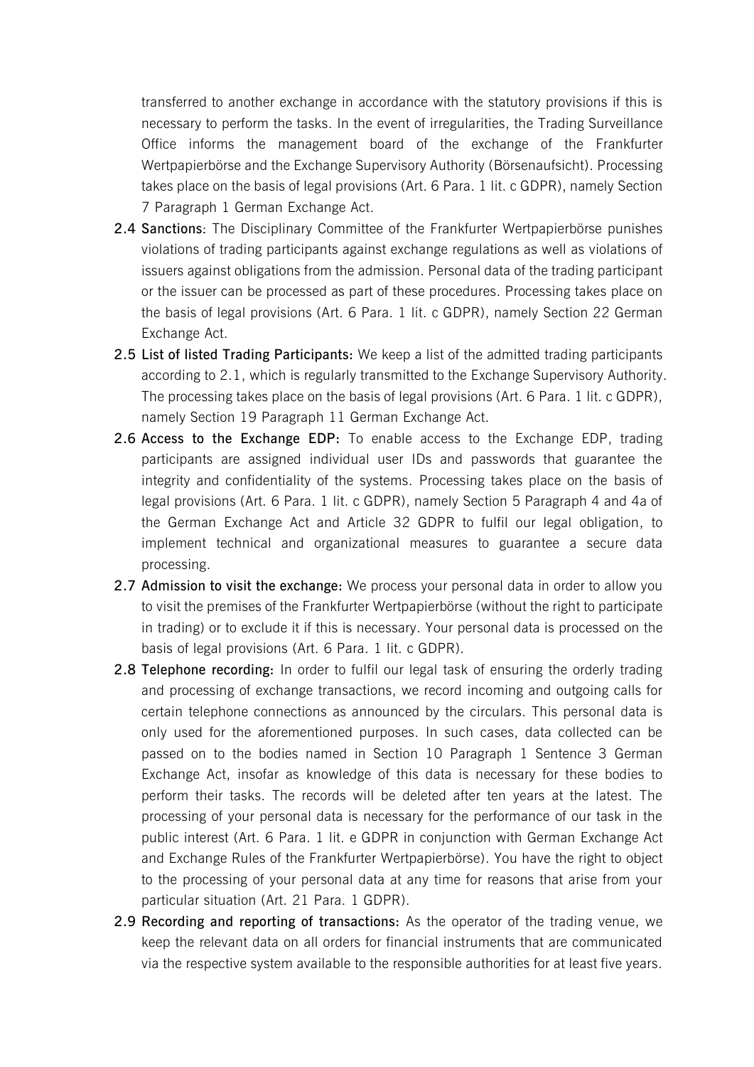transferred to another exchange in accordance with the statutory provisions if this is necessary to perform the tasks. In the event of irregularities, the Trading Surveillance Office informs the management board of the exchange of the Frankfurter Wertpapierbörse and the Exchange Supervisory Authority (Börsenaufsicht). Processing takes place on the basis of legal provisions (Art. 6 Para. 1 lit. c GDPR), namely Section 7 Paragraph 1 German Exchange Act.

2.4 **Sanctions**: The Disciplinary Committee of the Frankfurter Wertpapierbörse punishes violations of trading participants against exchange regulations as well as violations of issuers against obligations from the admission. Personal data of the trading participant or the issuer can be processed as part of these procedures. Processing takes place on the basis of legal provisions (Art. 6 Para. 1 lit. c GDPR), namely Section 22 German Exchange Act.

2.5 **List of listed Trading Participants:** We keep a list of the admitted trading participants according to 2.1, which is regularly transmitted to the Exchange Supervisory Authority. The processing takes place on the basis of legal provisions (Art. 6 Para. 1 lit. c GDPR), namely Section 19 Paragraph 11 German Exchange Act.

2.6 **Access to the Exchange EDP:** To enable access to the Exchange EDP, trading participants are assigned individual user IDs and passwords that guarantee the integrity and confidentiality of the systems. Processing takes place on the basis of legal provisions (Art. 6 Para. 1 lit. c GDPR), namely Section 5 Paragraph 4 and 4a of the German Exchange Act and Article 32 GDPR to fulfil our legal obligation, to implement technical and organizational measures to guarantee a secure data processing.

2.7 **Admission to visit the exchange:** We process your personal data in order to allow you to visit the premises of the Frankfurter Wertpapierbörse (without the right to participate in trading) or to exclude it if this is necessary. Your personal data is processed on the basis of legal provisions (Art. 6 Para. 1 lit. c GDPR).

2.8 **Telephone recording:** In order to fulfil our legal task of ensuring the orderly trading and processing of exchange transactions, we record incoming and outgoing calls for certain telephone connections as announced by the circulars. This personal data is only used for the aforementioned purposes. In such cases, data collected can be passed on to the bodies named in Section 10 Paragraph 1 Sentence 3 German Exchange Act, insofar as knowledge of this data is necessary for these bodies to perform their tasks. The records will be deleted after ten years at the latest. The processing of your personal data is necessary for the performance of our task in the public interest (Art. 6 Para. 1 lit. e GDPR in conjunction with German Exchange Act and Exchange Rules of the Frankfurter Wertpapierbörse). You have the right to object to the processing of your personal data at any time for reasons that arise from your particular situation (Art. 21 Para. 1 GDPR).

2.9 **Recording and reporting of transactions:** As the operator of the trading venue, we keep the relevant data on all orders for financial instruments that are communicated via the respective system available to the responsible authorities for at least five years.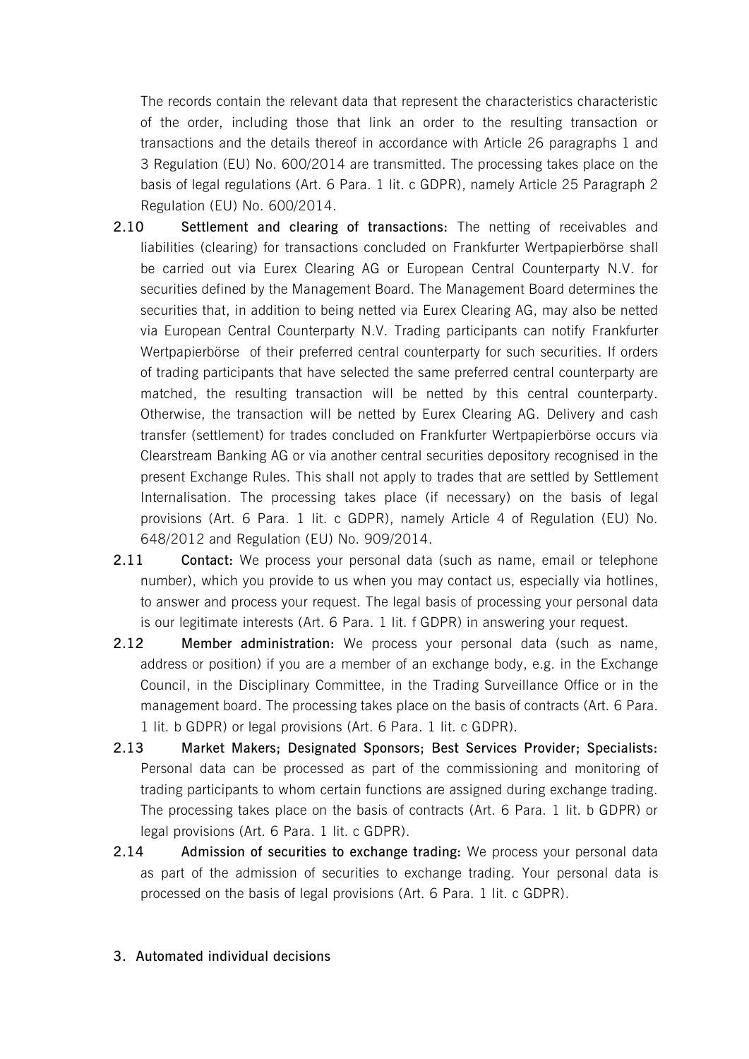The records contain the relevant data that represent the characteristics characteristic of the order, including those that link an order to the resulting transaction or transactions and the details thereof in accordance with Article 26 paragraphs 1 and 3 Regulation (EU) No. 600/2014 are transmitted. The processing takes place on the basis of legal regulations (Art. 6 Para. 1 lit. c GDPR), namely Article 25 Paragraph 2 Regulation (EU) No. 600/2014.

2.10 **Settlement and clearing of transactions:** The netting of receivables and liabilities (clearing) for transactions concluded on Frankfurter Wertpapierbörse shall be carried out via Eurex Clearing AG or European Central Counterparty N.V. for securities defined by the Management Board. The Management Board determines the securities that, in addition to being netted via Eurex Clearing AG, may also be netted via European Central Counterparty N.V. Trading participants can notify Frankfurter Wertpapierbörse of their preferred central counterparty for such securities. If orders of trading participants that have selected the same preferred central counterparty are matched, the resulting transaction will be netted by this central counterparty. Otherwise, the transaction will be netted by Eurex Clearing AG. Delivery and cash transfer (settlement) for trades concluded on Frankfurter Wertpapierbörse occurs via Clearstream Banking AG or via another central securities depository recognised in the present Exchange Rules. This shall not apply to trades that are settled by Settlement Internalisation. The processing takes place (if necessary) on the basis of legal provisions (Art. 6 Para. 1 lit. c GDPR), namely Article 4 of Regulation (EU) No. 648/2012 and Regulation (EU) No. 909/2014.

2.11 **Contact:** We process your personal data (such as name, email or telephone number), which you provide to us when you may contact us, especially via hotlines, to answer and process your request. The legal basis of processing your personal data is our legitimate interests (Art. 6 Para. 1 lit. f GDPR) in answering your request.

2.12 **Member administration:** We process your personal data (such as name, address or position) if you are a member of an exchange body, e.g. in the Exchange Council, in the Disciplinary Committee, in the Trading Surveillance Office or in the management board. The processing takes place on the basis of contracts (Art. 6 Para. 1 lit. b GDPR) or legal provisions (Art. 6 Para. 1 lit. c GDPR).

2.13 **Market Makers; Designated Sponsors; Best Services Provider; Specialists:** Personal data can be processed as part of the commissioning and monitoring of trading participants to whom certain functions are assigned during exchange trading. The processing takes place on the basis of contracts (Art. 6 Para. 1 lit. b GDPR) or legal provisions (Art. 6 Para. 1 lit. c GDPR).

2.14 **Admission of securities to exchange trading:** We process your personal data as part of the admission of securities to exchange trading. Your personal data is processed on the basis of legal provisions (Art. 6 Para. 1 lit. c GDPR).

## 3. Automated individual decisions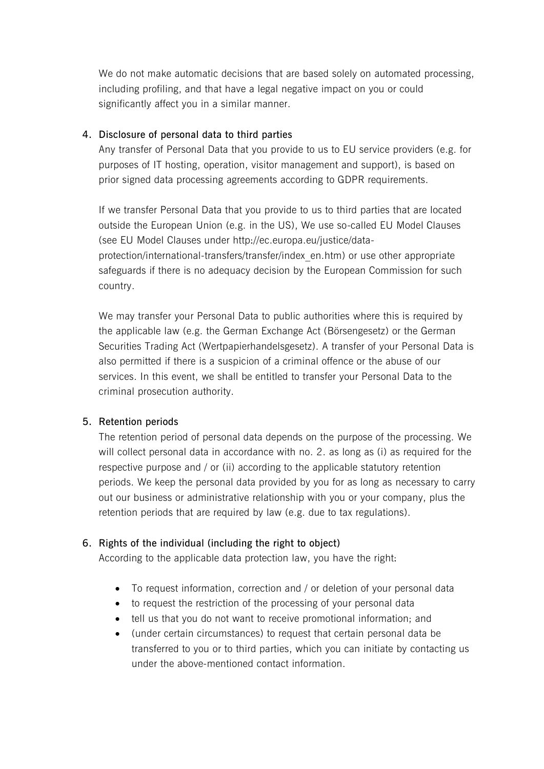We do not make automatic decisions that are based solely on automated processing, including profiling, and that have a legal negative impact on you or could significantly affect you in a similar manner.

4. **Disclosure of personal data to third parties**

   Any transfer of Personal Data that you provide to us to EU service providers (e.g. for purposes of IT hosting, operation, visitor management and support), is based on prior signed data processing agreements according to GDPR requirements.

   If we transfer Personal Data that you provide to us to third parties that are located outside the European Union (e.g. in the US), We use so-called EU Model Clauses (see EU Model Clauses under http://ec.europa.eu/justice/data-protection/international-transfers/transfer/index_en.htm) or use other appropriate safeguards if there is no adequacy decision by the European Commission for such country.

   We may transfer your Personal Data to public authorities where this is required by the applicable law (e.g. the German Exchange Act (Börsengesetz) or the German Securities Trading Act (Wertpapierhandelsgesetz). A transfer of your Personal Data is also permitted if there is a suspicion of a criminal offence or the abuse of our services. In this event, we shall be entitled to transfer your Personal Data to the criminal prosecution authority.

5. **Retention periods**

   The retention period of personal data depends on the purpose of the processing. We will collect personal data in accordance with no. 2. as long as (i) as required for the respective purpose and / or (ii) according to the applicable statutory retention periods. We keep the personal data provided by you for as long as necessary to carry out our business or administrative relationship with you or your company, plus the retention periods that are required by law (e.g. due to tax regulations).

6. **Rights of the individual (including the right to object)**

   According to the applicable data protection law, you have the right:

   - To request information, correction and / or deletion of your personal data
   - to request the restriction of the processing of your personal data
   - tell us that you do not want to receive promotional information; and
   - (under certain circumstances) to request that certain personal data be transferred to you or to third parties, which you can initiate by contacting us under the above-mentioned contact information.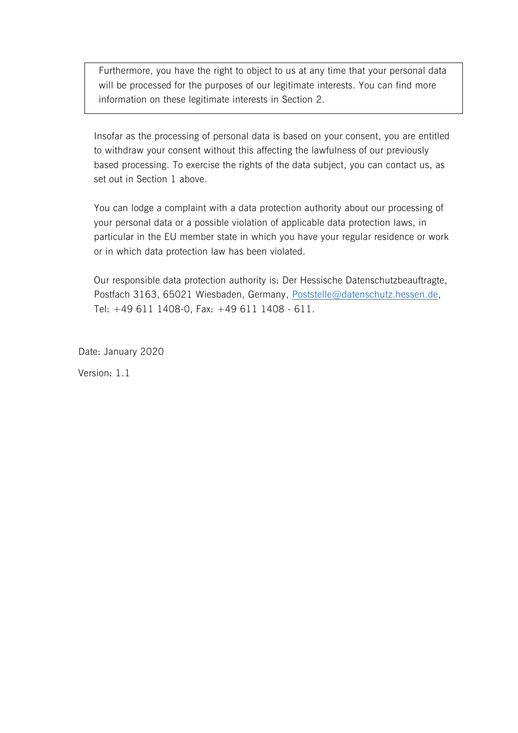Furthermore, you have the right to object to us at any time that your personal data will be processed for the purposes of our legitimate interests. You can find more information on these legitimate interests in Section 2.

Insofar as the processing of personal data is based on your consent, you are entitled to withdraw your consent without this affecting the lawfulness of our previously based processing. To exercise the rights of the data subject, you can contact us, as set out in Section 1 above.

You can lodge a complaint with a data protection authority about our processing of your personal data or a possible violation of applicable data protection laws, in particular in the EU member state in which you have your regular residence or work or in which data protection law has been violated.

Our responsible data protection authority is: Der Hessische Datenschutzbeauftragte, Postfach 3163, 65021 Wiesbaden, Germany, Poststelle@datenschutz.hessen.de, Tel: +49 611 1408-0, Fax: +49 611 1408 - 611.

Date: January 2020

Version: 1.1